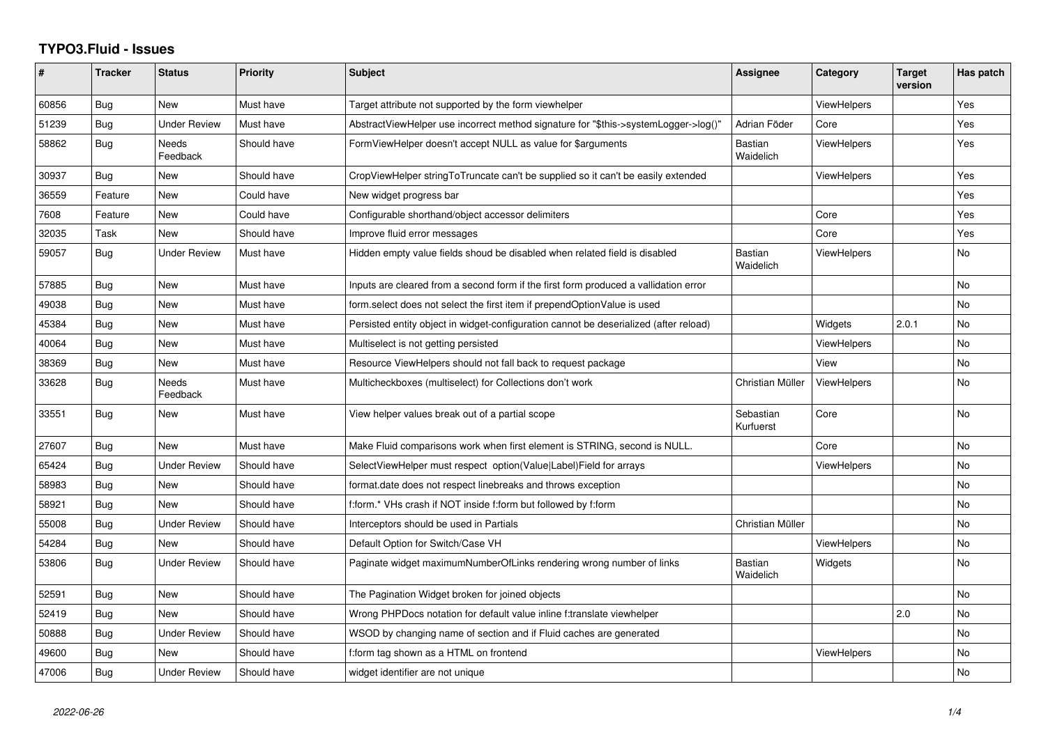# TYPO3.Fluid - Issues

| # | Tracker | Status | Priority | Subject | Assignee | Category | Target version | Has patch |
|---|---|---|---|---|---|---|---|---|
| 60856 | Bug | New | Must have | Target attribute not supported by the form viewhelper | | ViewHelpers | | Yes |
| 51239 | Bug | Under Review | Must have | AbstractViewHelper use incorrect method signature for "$this->systemLogger->log()" | Adrian Föder | Core | | Yes |
| 58862 | Bug | Needs Feedback | Should have | FormViewHelper doesn't accept NULL as value for $arguments | Bastian Waidelich | ViewHelpers | | Yes |
| 30937 | Bug | New | Should have | CropViewHelper stringToTruncate can't be supplied so it can't be easily extended | | ViewHelpers | | Yes |
| 36559 | Feature | New | Could have | New widget progress bar | | | | Yes |
| 7608 | Feature | New | Could have | Configurable shorthand/object accessor delimiters | | Core | | Yes |
| 32035 | Task | New | Should have | Improve fluid error messages | | Core | | Yes |
| 59057 | Bug | Under Review | Must have | Hidden empty value fields shoud be disabled when related field is disabled | Bastian Waidelich | ViewHelpers | | No |
| 57885 | Bug | New | Must have | Inputs are cleared from a second form if the first form produced a vallidation error | | | | No |
| 49038 | Bug | New | Must have | form.select does not select the first item if prependOptionValue is used | | | | No |
| 45384 | Bug | New | Must have | Persisted entity object in widget-configuration cannot be deserialized (after reload) | | Widgets | 2.0.1 | No |
| 40064 | Bug | New | Must have | Multiselect is not getting persisted | | ViewHelpers | | No |
| 38369 | Bug | New | Must have | Resource ViewHelpers should not fall back to request package | | View | | No |
| 33628 | Bug | Needs Feedback | Must have | Multicheckboxes (multiselect) for Collections don't work | Christian Müller | ViewHelpers | | No |
| 33551 | Bug | New | Must have | View helper values break out of a partial scope | Sebastian Kurfuerst | Core | | No |
| 27607 | Bug | New | Must have | Make Fluid comparisons work when first element is STRING, second is NULL. | | Core | | No |
| 65424 | Bug | Under Review | Should have | SelectViewHelper must respect option(Value\|Label)Field for arrays | | ViewHelpers | | No |
| 58983 | Bug | New | Should have | format.date does not respect linebreaks and throws exception | | | | No |
| 58921 | Bug | New | Should have | f:form.* VHs crash if NOT inside f:form but followed by f:form | | | | No |
| 55008 | Bug | Under Review | Should have | Interceptors should be used in Partials | Christian Müller | | | No |
| 54284 | Bug | New | Should have | Default Option for Switch/Case VH | | ViewHelpers | | No |
| 53806 | Bug | Under Review | Should have | Paginate widget maximumNumberOfLinks rendering wrong number of links | Bastian Waidelich | Widgets | | No |
| 52591 | Bug | New | Should have | The Pagination Widget broken for joined objects | | | | No |
| 52419 | Bug | New | Should have | Wrong PHPDocs notation for default value inline f:translate viewhelper | | | 2.0 | No |
| 50888 | Bug | Under Review | Should have | WSOD by changing name of section and if Fluid caches are generated | | | | No |
| 49600 | Bug | New | Should have | f:form tag shown as a HTML on frontend | | ViewHelpers | | No |
| 47006 | Bug | Under Review | Should have | widget identifier are not unique | | | | No |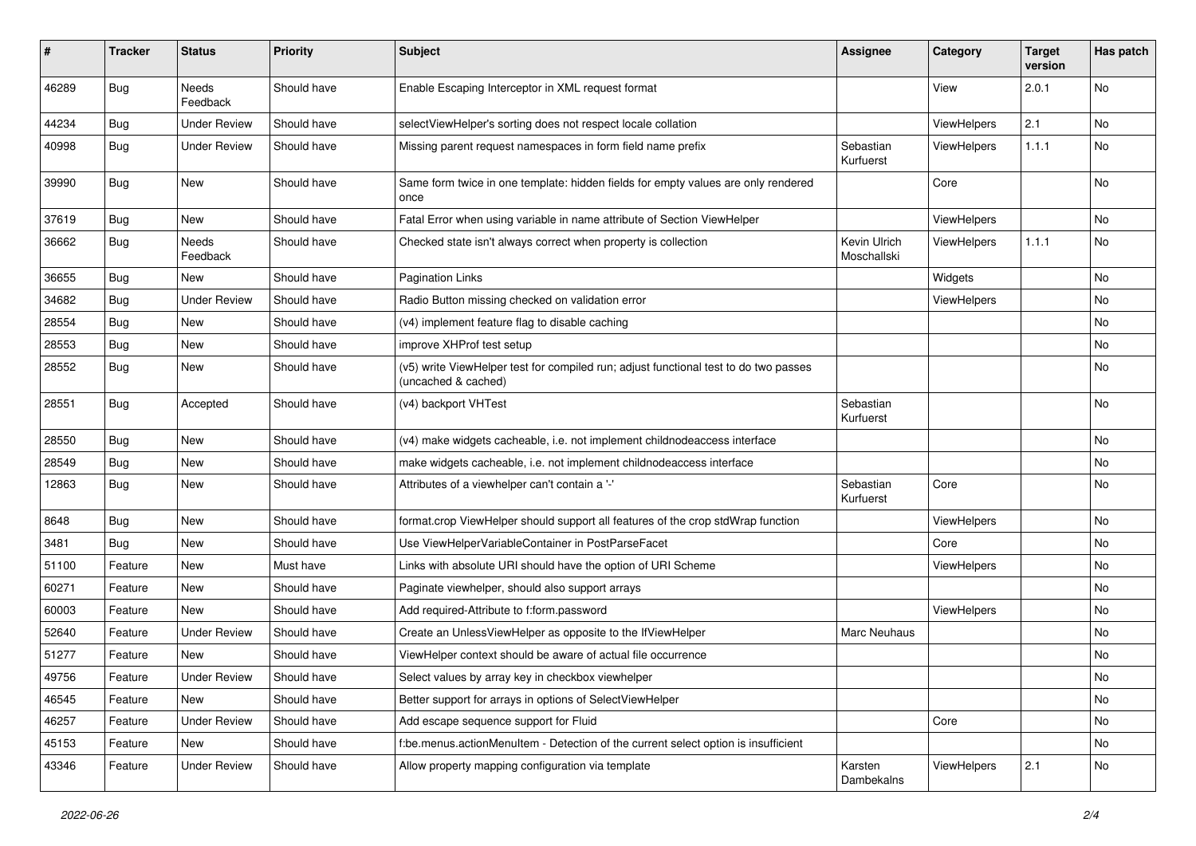| # | Tracker | Status | Priority | Subject | Assignee | Category | Target version | Has patch |
|---|---|---|---|---|---|---|---|---|
| 46289 | Bug | Needs Feedback | Should have | Enable Escaping Interceptor in XML request format | | View | 2.0.1 | No |
| 44234 | Bug | Under Review | Should have | selectViewHelper's sorting does not respect locale collation | | ViewHelpers | 2.1 | No |
| 40998 | Bug | Under Review | Should have | Missing parent request namespaces in form field name prefix | Sebastian Kurfuerst | ViewHelpers | 1.1.1 | No |
| 39990 | Bug | New | Should have | Same form twice in one template: hidden fields for empty values are only rendered once | | Core | | No |
| 37619 | Bug | New | Should have | Fatal Error when using variable in name attribute of Section ViewHelper | | ViewHelpers | | No |
| 36662 | Bug | Needs Feedback | Should have | Checked state isn't always correct when property is collection | Kevin Ulrich Moschallski | ViewHelpers | 1.1.1 | No |
| 36655 | Bug | New | Should have | Pagination Links | | Widgets | | No |
| 34682 | Bug | Under Review | Should have | Radio Button missing checked on validation error | | ViewHelpers | | No |
| 28554 | Bug | New | Should have | (v4) implement feature flag to disable caching | | | | No |
| 28553 | Bug | New | Should have | improve XHProf test setup | | | | No |
| 28552 | Bug | New | Should have | (v5) write ViewHelper test for compiled run; adjust functional test to do two passes (uncached & cached) | | | | No |
| 28551 | Bug | Accepted | Should have | (v4) backport VHTest | Sebastian Kurfuerst | | | No |
| 28550 | Bug | New | Should have | (v4) make widgets cacheable, i.e. not implement childnodeaccess interface | | | | No |
| 28549 | Bug | New | Should have | make widgets cacheable, i.e. not implement childnodeaccess interface | | | | No |
| 12863 | Bug | New | Should have | Attributes of a viewhelper can't contain a '-' | Sebastian Kurfuerst | Core | | No |
| 8648 | Bug | New | Should have | format.crop ViewHelper should support all features of the crop stdWrap function | | ViewHelpers | | No |
| 3481 | Bug | New | Should have | Use ViewHelperVariableContainer in PostParseFacet | | Core | | No |
| 51100 | Feature | New | Must have | Links with absolute URI should have the option of URI Scheme | | ViewHelpers | | No |
| 60271 | Feature | New | Should have | Paginate viewhelper, should also support arrays | | | | No |
| 60003 | Feature | New | Should have | Add required-Attribute to f:form.password | | ViewHelpers | | No |
| 52640 | Feature | Under Review | Should have | Create an UnlessViewHelper as opposite to the IfViewHelper | Marc Neuhaus | | | No |
| 51277 | Feature | New | Should have | ViewHelper context should be aware of actual file occurrence | | | | No |
| 49756 | Feature | Under Review | Should have | Select values by array key in checkbox viewhelper | | | | No |
| 46545 | Feature | New | Should have | Better support for arrays in options of SelectViewHelper | | | | No |
| 46257 | Feature | Under Review | Should have | Add escape sequence support for Fluid | | Core | | No |
| 45153 | Feature | New | Should have | f:be.menus.actionMenuItem - Detection of the current select option is insufficient | | | | No |
| 43346 | Feature | Under Review | Should have | Allow property mapping configuration via template | Karsten Dambekalns | ViewHelpers | 2.1 | No |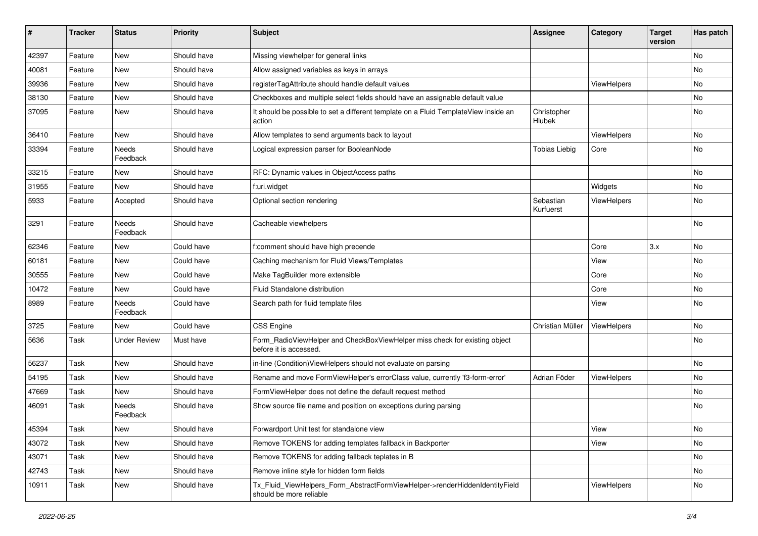| # | Tracker | Status | Priority | Subject | Assignee | Category | Target version | Has patch |
|---|---|---|---|---|---|---|---|---|
| 42397 | Feature | New | Should have | Missing viewhelper for general links | | | | No |
| 40081 | Feature | New | Should have | Allow assigned variables as keys in arrays | | | | No |
| 39936 | Feature | New | Should have | registerTagAttribute should handle default values | | ViewHelpers | | No |
| 38130 | Feature | New | Should have | Checkboxes and multiple select fields should have an assignable default value | | | | No |
| 37095 | Feature | New | Should have | It should be possible to set a different template on a Fluid TemplateView inside an action | Christopher Hlubek | | | No |
| 36410 | Feature | New | Should have | Allow templates to send arguments back to layout | | ViewHelpers | | No |
| 33394 | Feature | Needs Feedback | Should have | Logical expression parser for BooleanNode | Tobias Liebig | Core | | No |
| 33215 | Feature | New | Should have | RFC: Dynamic values in ObjectAccess paths | | | | No |
| 31955 | Feature | New | Should have | f:uri.widget | | Widgets | | No |
| 5933 | Feature | Accepted | Should have | Optional section rendering | Sebastian Kurfuerst | ViewHelpers | | No |
| 3291 | Feature | Needs Feedback | Should have | Cacheable viewhelpers | | | | No |
| 62346 | Feature | New | Could have | f:comment should have high precende | | Core | 3.x | No |
| 60181 | Feature | New | Could have | Caching mechanism for Fluid Views/Templates | | View | | No |
| 30555 | Feature | New | Could have | Make TagBuilder more extensible | | Core | | No |
| 10472 | Feature | New | Could have | Fluid Standalone distribution | | Core | | No |
| 8989 | Feature | Needs Feedback | Could have | Search path for fluid template files | | View | | No |
| 3725 | Feature | New | Could have | CSS Engine | Christian Müller | ViewHelpers | | No |
| 5636 | Task | Under Review | Must have | Form_RadioViewHelper and CheckBoxViewHelper miss check for existing object before it is accessed. | | | | No |
| 56237 | Task | New | Should have | in-line (Condition)ViewHelpers should not evaluate on parsing | | | | No |
| 54195 | Task | New | Should have | Rename and move FormViewHelper's errorClass value, currently 'f3-form-error' | Adrian Föder | ViewHelpers | | No |
| 47669 | Task | New | Should have | FormViewHelper does not define the default request method | | | | No |
| 46091 | Task | Needs Feedback | Should have | Show source file name and position on exceptions during parsing | | | | No |
| 45394 | Task | New | Should have | Forwardport Unit test for standalone view | | View | | No |
| 43072 | Task | New | Should have | Remove TOKENS for adding templates fallback in Backporter | | View | | No |
| 43071 | Task | New | Should have | Remove TOKENS for adding fallback teplates in B | | | | No |
| 42743 | Task | New | Should have | Remove inline style for hidden form fields | | | | No |
| 10911 | Task | New | Should have | Tx_Fluid_ViewHelpers_Form_AbstractFormViewHelper->renderHiddenIdentityField should be more reliable | | ViewHelpers | | No |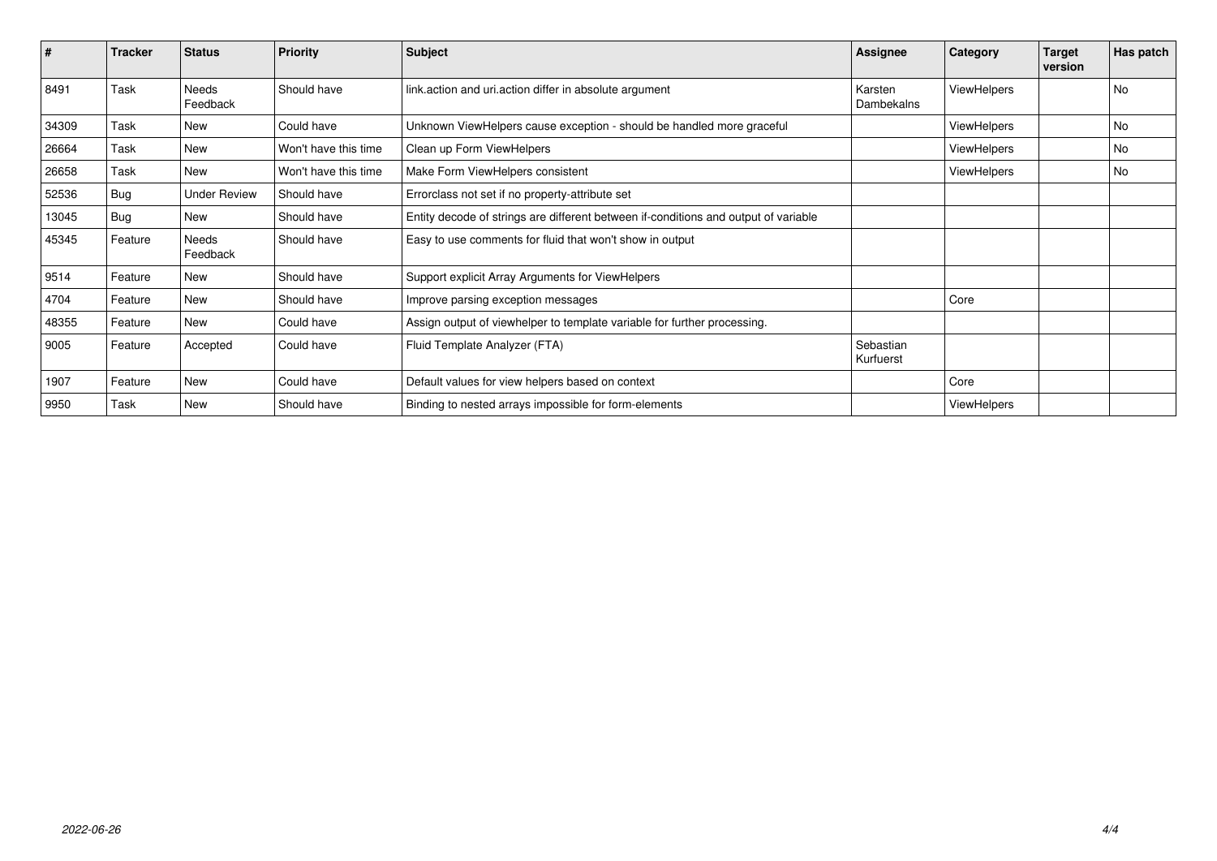| # | Tracker | Status | Priority | Subject | Assignee | Category | Target version | Has patch |
|---|---|---|---|---|---|---|---|---|
| 8491 | Task | Needs Feedback | Should have | link.action and uri.action differ in absolute argument | Karsten Dambekalns | ViewHelpers | | No |
| 34309 | Task | New | Could have | Unknown ViewHelpers cause exception - should be handled more graceful | | ViewHelpers | | No |
| 26664 | Task | New | Won't have this time | Clean up Form ViewHelpers | | ViewHelpers | | No |
| 26658 | Task | New | Won't have this time | Make Form ViewHelpers consistent | | ViewHelpers | | No |
| 52536 | Bug | Under Review | Should have | Errorclass not set if no property-attribute set | | | | |
| 13045 | Bug | New | Should have | Entity decode of strings are different between if-conditions and output of variable | | | | |
| 45345 | Feature | Needs Feedback | Should have | Easy to use comments for fluid that won't show in output | | | | |
| 9514 | Feature | New | Should have | Support explicit Array Arguments for ViewHelpers | | | | |
| 4704 | Feature | New | Should have | Improve parsing exception messages | | Core | | |
| 48355 | Feature | New | Could have | Assign output of viewhelper to template variable for further processing. | | | | |
| 9005 | Feature | Accepted | Could have | Fluid Template Analyzer (FTA) | Sebastian Kurfuerst | | | |
| 1907 | Feature | New | Could have | Default values for view helpers based on context | | Core | | |
| 9950 | Task | New | Should have | Binding to nested arrays impossible for form-elements | | ViewHelpers | | |

2022-06-26